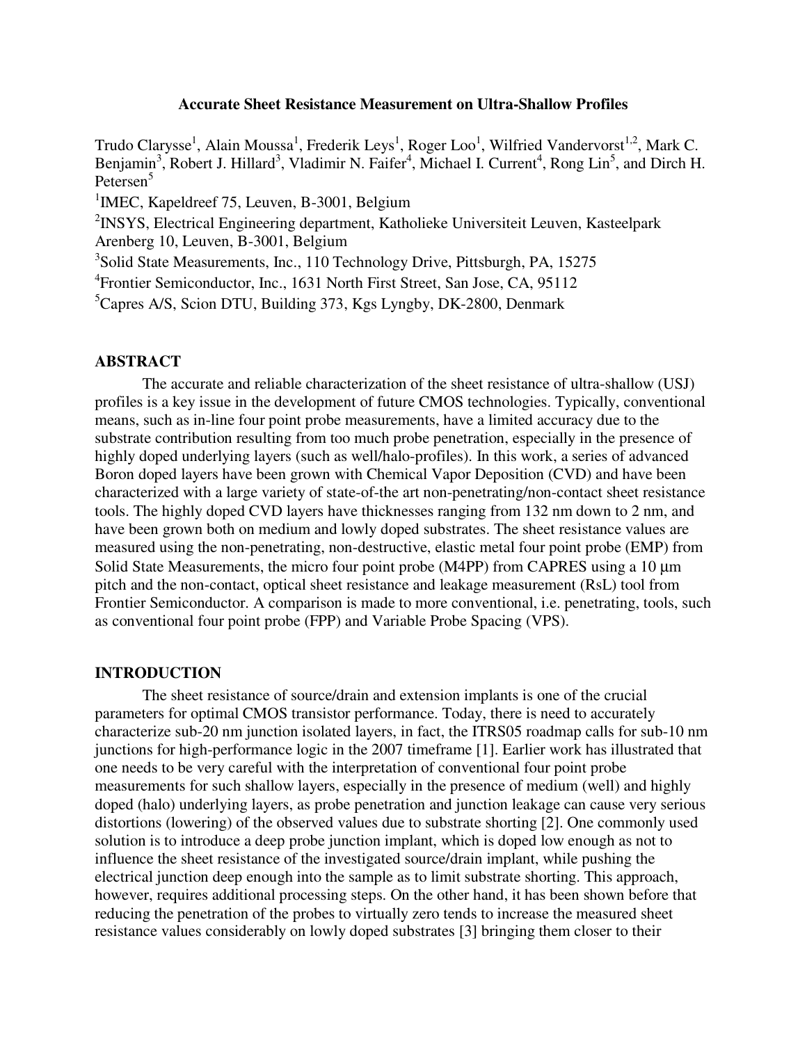# Accurate Sheet Resistance Measurement on Ultra-Shallow Profiles

Trudo Clarysse[1], Alain Moussa[1], Frederik Leys[1], Roger Loo[1], Wilfried Vandervorst[1,2], Mark C. Benjamin[3], Robert J. Hillard[3], Vladimir N. Faifer[4], Michael I. Current[4], Rong Lin[5], and Dirch H. Petersen[5]

[1]IMEC, Kapeldreef 75, Leuven, B-3001, Belgium

[2]INSYS, Electrical Engineering department, Katholieke Universiteit Leuven, Kasteelpark Arenberg 10, Leuven, B-3001, Belgium

[3]Solid State Measurements, Inc., 110 Technology Drive, Pittsburgh, PA, 15275

[4]Frontier Semiconductor, Inc., 1631 North First Street, San Jose, CA, 95112

[5]Capres A/S, Scion DTU, Building 373, Kgs Lyngby, DK-2800, Denmark

## ABSTRACT

The accurate and reliable characterization of the sheet resistance of ultra-shallow (USJ) profiles is a key issue in the development of future CMOS technologies. Typically, conventional means, such as in-line four point probe measurements, have a limited accuracy due to the substrate contribution resulting from too much probe penetration, especially in the presence of highly doped underlying layers (such as well/halo-profiles). In this work, a series of advanced Boron doped layers have been grown with Chemical Vapor Deposition (CVD) and have been characterized with a large variety of state-of-the art non-penetrating/non-contact sheet resistance tools. The highly doped CVD layers have thicknesses ranging from 132 nm down to 2 nm, and have been grown both on medium and lowly doped substrates. The sheet resistance values are measured using the non-penetrating, non-destructive, elastic metal four point probe (EMP) from Solid State Measurements, the micro four point probe (M4PP) from CAPRES using a 10 μm pitch and the non-contact, optical sheet resistance and leakage measurement (RsL) tool from Frontier Semiconductor. A comparison is made to more conventional, i.e. penetrating, tools, such as conventional four point probe (FPP) and Variable Probe Spacing (VPS).

## INTRODUCTION

The sheet resistance of source/drain and extension implants is one of the crucial parameters for optimal CMOS transistor performance. Today, there is need to accurately characterize sub-20 nm junction isolated layers, in fact, the ITRS05 roadmap calls for sub-10 nm junctions for high-performance logic in the 2007 timeframe [1]. Earlier work has illustrated that one needs to be very careful with the interpretation of conventional four point probe measurements for such shallow layers, especially in the presence of medium (well) and highly doped (halo) underlying layers, as probe penetration and junction leakage can cause very serious distortions (lowering) of the observed values due to substrate shorting [2]. One commonly used solution is to introduce a deep probe junction implant, which is doped low enough as not to influence the sheet resistance of the investigated source/drain implant, while pushing the electrical junction deep enough into the sample as to limit substrate shorting. This approach, however, requires additional processing steps. On the other hand, it has been shown before that reducing the penetration of the probes to virtually zero tends to increase the measured sheet resistance values considerably on lowly doped substrates [3] bringing them closer to their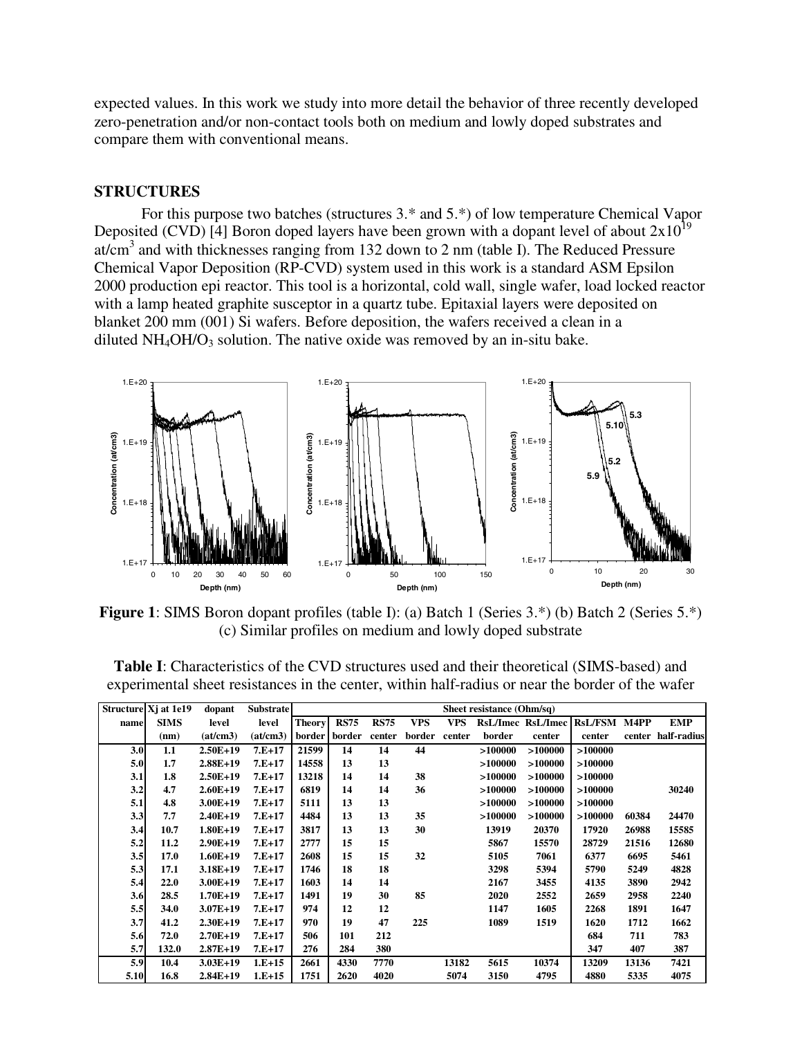expected values. In this work we study into more detail the behavior of three recently developed zero-penetration and/or non-contact tools both on medium and lowly doped substrates and compare them with conventional means.

## STRUCTURES

For this purpose two batches (structures 3.* and 5.*) of low temperature Chemical Vapor Deposited (CVD) [4] Boron doped layers have been grown with a dopant level of about $2x10^{19}$ at/cm$^3$ and with thicknesses ranging from 132 down to 2 nm (table I). The Reduced Pressure Chemical Vapor Deposition (RP-CVD) system used in this work is a standard ASM Epsilon 2000 production epi reactor. This tool is a horizontal, cold wall, single wafer, load locked reactor with a lamp heated graphite susceptor in a quartz tube. Epitaxial layers were deposited on blanket 200 mm (001) Si wafers. Before deposition, the wafers received a clean in a diluted $NH_4OH/O_3$ solution. The native oxide was removed by an in-situ bake.

**Figure 1**: SIMS Boron dopant profiles (table I): (a) Batch 1 (Series 3.*) (b) Batch 2 (Series 5.*) (c) Similar profiles on medium and lowly doped substrate

**Table I**: Characteristics of the CVD structures used and their theoretical (SIMS-based) and experimental sheet resistances in the center, within half-radius or near the border of the wafer

| Structure name | Xj at 1e19 SIMS (nm) | dopant level (at/cm3) | Substrate level (at/cm3) | Sheet resistance (Ohm/sq) | | | | | | | | | |
|---|---|---|---|---|---|---|---|---|---|---|---|---|---|
| | | | | Theory border | RS75 border | RS75 center | VPS border | VPS center | RsL/Imec border | RsL/Imec center | RsL/FSM center | M4PP center | EMP half-radius |
| 3.0 | 1.1 | 2.50E+19 | 7.E+17 | 21599 | 14 | 14 | 44 | | >100000 | >100000 | >100000 | | |
| 5.0 | 1.7 | 2.88E+19 | 7.E+17 | 14558 | 13 | 13 | | | >100000 | >100000 | >100000 | | |
| 3.1 | 1.8 | 2.50E+19 | 7.E+17 | 13218 | 14 | 14 | 38 | | >100000 | >100000 | >100000 | | |
| 3.2 | 4.7 | 2.60E+19 | 7.E+17 | 6819 | 14 | 14 | 36 | | >100000 | >100000 | >100000 | | 30240 |
| 5.1 | 4.8 | 3.00E+19 | 7.E+17 | 5111 | 13 | 13 | | | >100000 | >100000 | >100000 | | |
| 3.3 | 7.7 | 2.40E+19 | 7.E+17 | 4484 | 13 | 13 | 35 | | >100000 | >100000 | >100000 | 60384 | 24470 |
| 3.4 | 10.7 | 1.80E+19 | 7.E+17 | 3817 | 13 | 13 | 30 | | 13919 | 20370 | 17920 | 26988 | 15585 |
| 5.2 | 11.2 | 2.90E+19 | 7.E+17 | 2777 | 15 | 15 | | | 5867 | 15570 | 28729 | 21516 | 12680 |
| 3.5 | 17.0 | 1.60E+19 | 7.E+17 | 2608 | 15 | 15 | 32 | | 5105 | 7061 | 6377 | 6695 | 5461 |
| 5.3 | 17.1 | 3.18E+19 | 7.E+17 | 1746 | 18 | 18 | | | 3298 | 5394 | 5790 | 5249 | 4828 |
| 5.4 | 22.0 | 3.00E+19 | 7.E+17 | 1603 | 14 | 14 | | | 2167 | 3455 | 4135 | 3890 | 2942 |
| 3.6 | 28.5 | 1.70E+19 | 7.E+17 | 1491 | 19 | 30 | 85 | | 2020 | 2552 | 2659 | 2958 | 2240 |
| 5.5 | 34.0 | 3.07E+19 | 7.E+17 | 974 | 12 | 12 | | | 1147 | 1605 | 2268 | 1891 | 1647 |
| 3.7 | 41.2 | 2.30E+19 | 7.E+17 | 970 | 19 | 47 | 225 | | 1089 | 1519 | 1620 | 1712 | 1662 |
| 5.6 | 72.0 | 2.70E+19 | 7.E+17 | 506 | 101 | 212 | | | | | 684 | 711 | 783 |
| 5.7 | 132.0 | 2.87E+19 | 7.E+17 | 276 | 284 | 380 | | | | | 347 | 407 | 387 |
| 5.9 | 10.4 | 3.03E+19 | 1.E+15 | 2661 | 4330 | 7770 | | 13182 | 5615 | 10374 | 13209 | 13136 | 7421 |
| 5.10 | 16.8 | 2.84E+19 | 1.E+15 | 1751 | 2620 | 4020 | | 5074 | 3150 | 4795 | 4880 | 5335 | 4075 |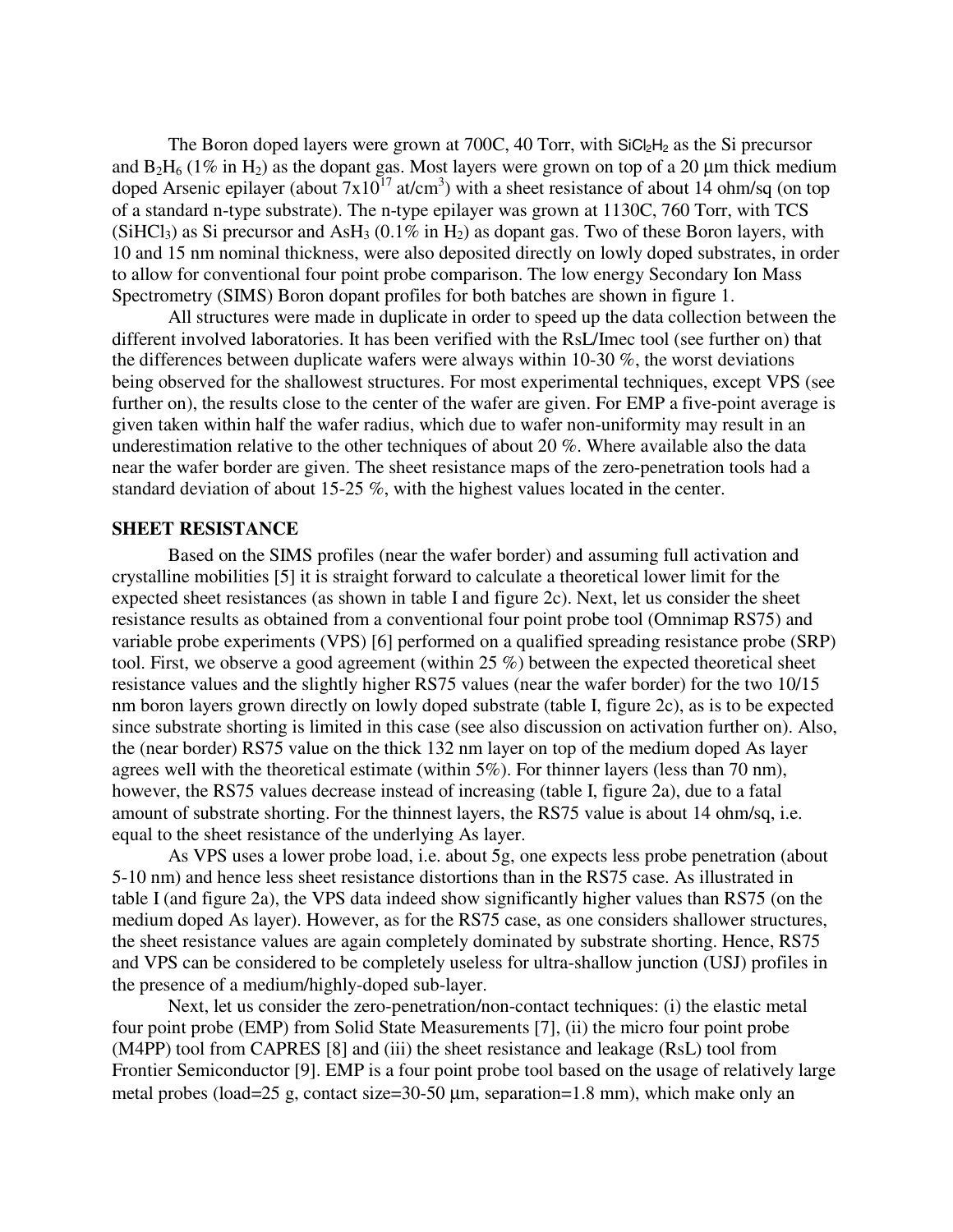The Boron doped layers were grown at 700C, 40 Torr, with $SiCl_2H_2$ as the Si precursor and $B_2H_6$ (1% in $H_2$) as the dopant gas. Most layers were grown on top of a 20 µm thick medium doped Arsenic epilayer (about $7x10^{17}$ at/cm$^3$) with a sheet resistance of about 14 ohm/sq (on top of a standard n-type substrate). The n-type epilayer was grown at 1130C, 760 Torr, with TCS ($SiHCl_3$) as Si precursor and $AsH_3$ (0.1% in $H_2$) as dopant gas. Two of these Boron layers, with 10 and 15 nm nominal thickness, were also deposited directly on lowly doped substrates, in order to allow for conventional four point probe comparison. The low energy Secondary Ion Mass Spectrometry (SIMS) Boron dopant profiles for both batches are shown in figure 1.

All structures were made in duplicate in order to speed up the data collection between the different involved laboratories. It has been verified with the RsL/Imec tool (see further on) that the differences between duplicate wafers were always within 10-30 %, the worst deviations being observed for the shallowest structures. For most experimental techniques, except VPS (see further on), the results close to the center of the wafer are given. For EMP a five-point average is given taken within half the wafer radius, which due to wafer non-uniformity may result in an underestimation relative to the other techniques of about 20 %. Where available also the data near the wafer border are given. The sheet resistance maps of the zero-penetration tools had a standard deviation of about 15-25 %, with the highest values located in the center.

## SHEET RESISTANCE

Based on the SIMS profiles (near the wafer border) and assuming full activation and crystalline mobilities [5] it is straight forward to calculate a theoretical lower limit for the expected sheet resistances (as shown in table I and figure 2c). Next, let us consider the sheet resistance results as obtained from a conventional four point probe tool (Omnimap RS75) and variable probe experiments (VPS) [6] performed on a qualified spreading resistance probe (SRP) tool. First, we observe a good agreement (within 25 %) between the expected theoretical sheet resistance values and the slightly higher RS75 values (near the wafer border) for the two 10/15 nm boron layers grown directly on lowly doped substrate (table I, figure 2c), as is to be expected since substrate shorting is limited in this case (see also discussion on activation further on). Also, the (near border) RS75 value on the thick 132 nm layer on top of the medium doped As layer agrees well with the theoretical estimate (within 5%). For thinner layers (less than 70 nm), however, the RS75 values decrease instead of increasing (table I, figure 2a), due to a fatal amount of substrate shorting. For the thinnest layers, the RS75 value is about 14 ohm/sq, i.e. equal to the sheet resistance of the underlying As layer.

As VPS uses a lower probe load, i.e. about 5g, one expects less probe penetration (about 5-10 nm) and hence less sheet resistance distortions than in the RS75 case. As illustrated in table I (and figure 2a), the VPS data indeed show significantly higher values than RS75 (on the medium doped As layer). However, as for the RS75 case, as one considers shallower structures, the sheet resistance values are again completely dominated by substrate shorting. Hence, RS75 and VPS can be considered to be completely useless for ultra-shallow junction (USJ) profiles in the presence of a medium/highly-doped sub-layer.

Next, let us consider the zero-penetration/non-contact techniques: (i) the elastic metal four point probe (EMP) from Solid State Measurements [7], (ii) the micro four point probe (M4PP) tool from CAPRES [8] and (iii) the sheet resistance and leakage (RsL) tool from Frontier Semiconductor [9]. EMP is a four point probe tool based on the usage of relatively large metal probes (load=25 g, contact size=30-50 µm, separation=1.8 mm), which make only an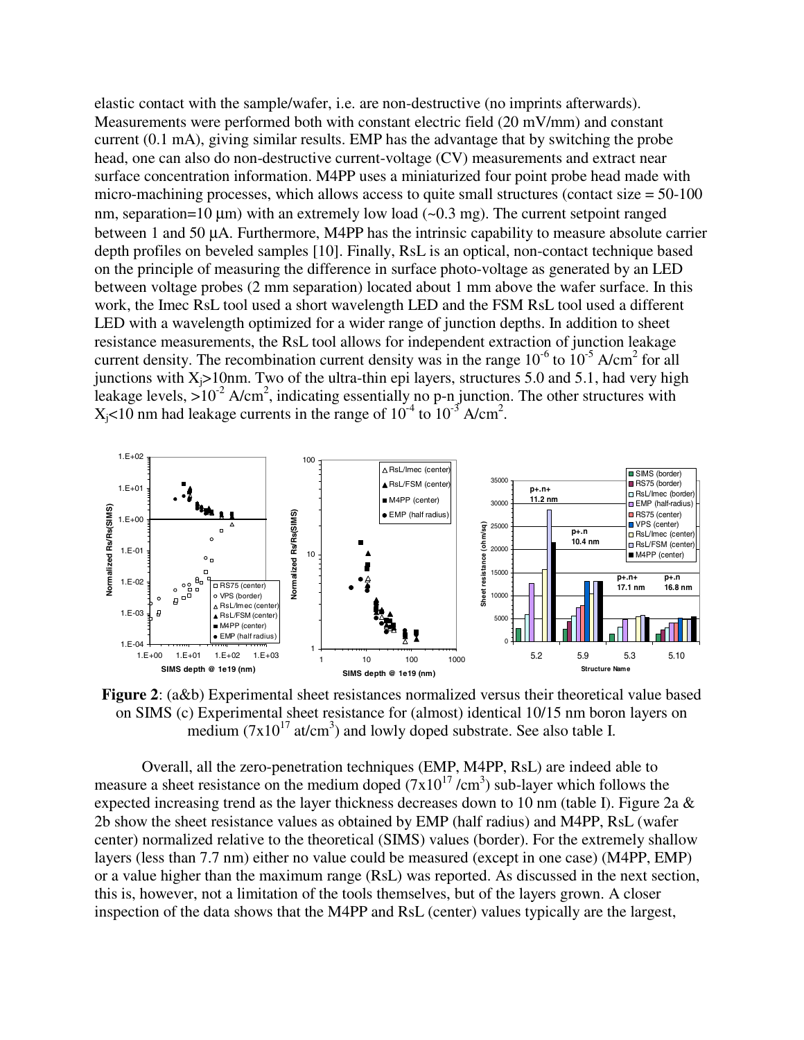elastic contact with the sample/wafer, i.e. are non-destructive (no imprints afterwards). Measurements were performed both with constant electric field (20 mV/mm) and constant current (0.1 mA), giving similar results. EMP has the advantage that by switching the probe head, one can also do non-destructive current-voltage (CV) measurements and extract near surface concentration information. M4PP uses a miniaturized four point probe head made with micro-machining processes, which allows access to quite small structures (contact size = 50-100 nm, separation=10 μm) with an extremely low load (~0.3 mg). The current setpoint ranged between 1 and 50 μA. Furthermore, M4PP has the intrinsic capability to measure absolute carrier depth profiles on beveled samples [10]. Finally, RsL is an optical, non-contact technique based on the principle of measuring the difference in surface photo-voltage as generated by an LED between voltage probes (2 mm separation) located about 1 mm above the wafer surface. In this work, the Imec RsL tool used a short wavelength LED and the FSM RsL tool used a different LED with a wavelength optimized for a wider range of junction depths. In addition to sheet resistance measurements, the RsL tool allows for independent extraction of junction leakage current density. The recombination current density was in the range $10^{-6}$ to $10^{-5}$ A/cm$^2$ for all junctions with $X_j$>10nm. Two of the ultra-thin epi layers, structures 5.0 and 5.1, had very high leakage levels, >$10^{-2}$ A/cm$^2$, indicating essentially no p-n junction. The other structures with $X_j$<10 nm had leakage currents in the range of $10^{-4}$ to $10^{-3}$ A/cm$^2$.

**Figure 2**: (a&b) Experimental sheet resistances normalized versus their theoretical value based on SIMS (c) Experimental sheet resistance for (almost) identical 10/15 nm boron layers on medium ($7\text{x}10^{17}$ at/cm$^3$) and lowly doped substrate. See also table I.

Overall, all the zero-penetration techniques (EMP, M4PP, RsL) are indeed able to measure a sheet resistance on the medium doped ($7\text{x}10^{17}$ /cm$^3$) sub-layer which follows the expected increasing trend as the layer thickness decreases down to 10 nm (table I). Figure 2a & 2b show the sheet resistance values as obtained by EMP (half radius) and M4PP, RsL (wafer center) normalized relative to the theoretical (SIMS) values (border). For the extremely shallow layers (less than 7.7 nm) either no value could be measured (except in one case) (M4PP, EMP) or a value higher than the maximum range (RsL) was reported. As discussed in the next section, this is, however, not a limitation of the tools themselves, but of the layers grown. A closer inspection of the data shows that the M4PP and RsL (center) values typically are the largest,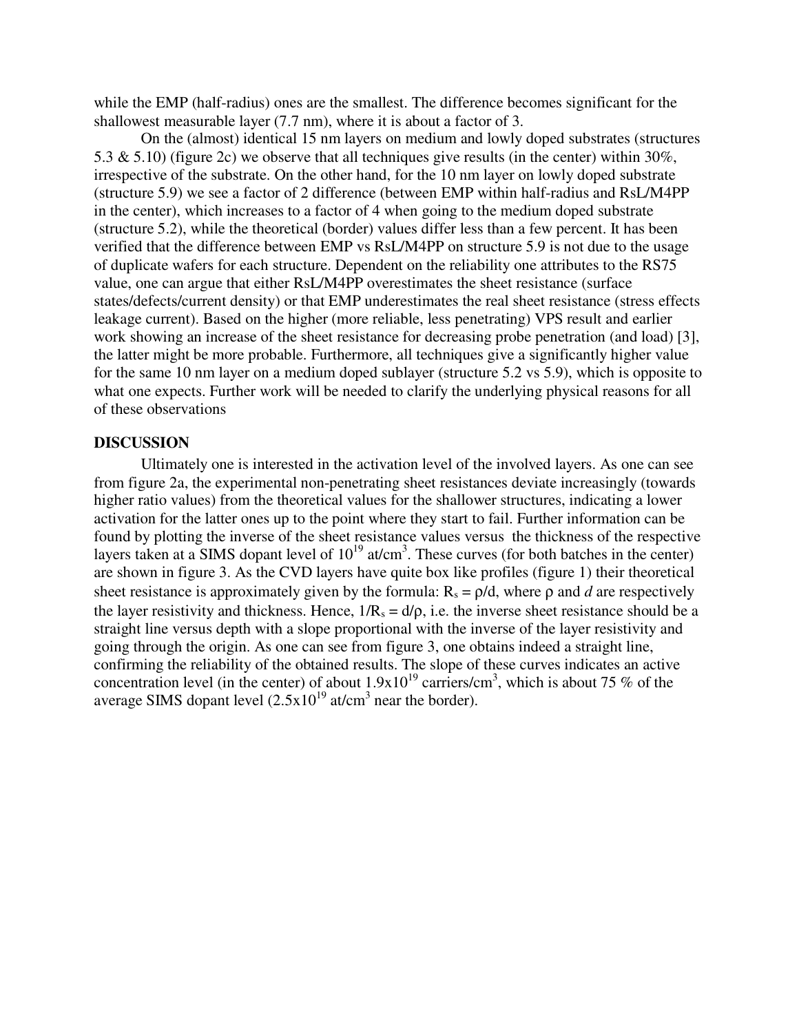while the EMP (half-radius) ones are the smallest. The difference becomes significant for the shallowest measurable layer (7.7 nm), where it is about a factor of 3.

On the (almost) identical 15 nm layers on medium and lowly doped substrates (structures 5.3 & 5.10) (figure 2c) we observe that all techniques give results (in the center) within 30%, irrespective of the substrate. On the other hand, for the 10 nm layer on lowly doped substrate (structure 5.9) we see a factor of 2 difference (between EMP within half-radius and RsL/M4PP in the center), which increases to a factor of 4 when going to the medium doped substrate (structure 5.2), while the theoretical (border) values differ less than a few percent. It has been verified that the difference between EMP vs RsL/M4PP on structure 5.9 is not due to the usage of duplicate wafers for each structure. Dependent on the reliability one attributes to the RS75 value, one can argue that either RsL/M4PP overestimates the sheet resistance (surface states/defects/current density) or that EMP underestimates the real sheet resistance (stress effects leakage current). Based on the higher (more reliable, less penetrating) VPS result and earlier work showing an increase of the sheet resistance for decreasing probe penetration (and load) [3], the latter might be more probable. Furthermore, all techniques give a significantly higher value for the same 10 nm layer on a medium doped sublayer (structure 5.2 vs 5.9), which is opposite to what one expects. Further work will be needed to clarify the underlying physical reasons for all of these observations

## DISCUSSION

Ultimately one is interested in the activation level of the involved layers. As one can see from figure 2a, the experimental non-penetrating sheet resistances deviate increasingly (towards higher ratio values) from the theoretical values for the shallower structures, indicating a lower activation for the latter ones up to the point where they start to fail. Further information can be found by plotting the inverse of the sheet resistance values versus the thickness of the respective layers taken at a SIMS dopant level of $10^{19}$ at/cm$^3$. These curves (for both batches in the center) are shown in figure 3. As the CVD layers have quite box like profiles (figure 1) their theoretical sheet resistance is approximately given by the formula: $R_s = \rho/d$, where $\rho$ and $d$ are respectively the layer resistivity and thickness. Hence, $1/R_s = d/\rho$, i.e. the inverse sheet resistance should be a straight line versus depth with a slope proportional with the inverse of the layer resistivity and going through the origin. As one can see from figure 3, one obtains indeed a straight line, confirming the reliability of the obtained results. The slope of these curves indicates an active concentration level (in the center) of about $1.9 \times 10^{19}$ carriers/cm$^3$, which is about 75 % of the average SIMS dopant level ($2.5 \times 10^{19}$ at/cm$^3$ near the border).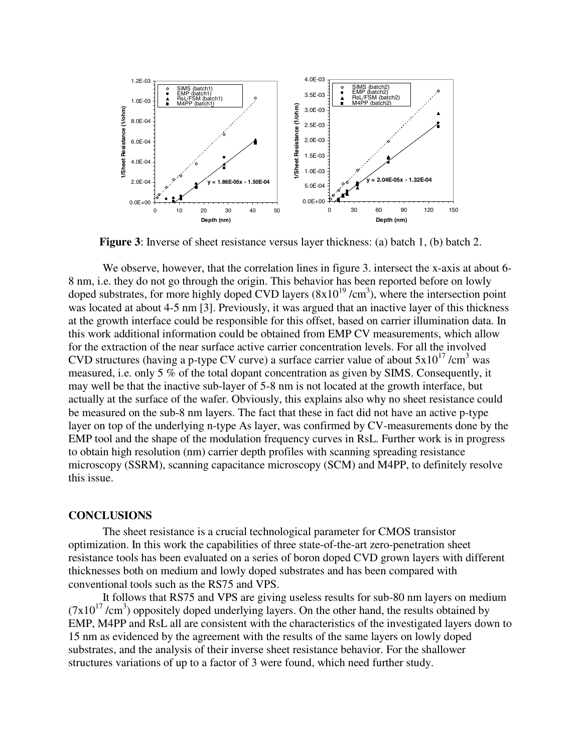**Figure 3**: Inverse of sheet resistance versus layer thickness: (a) batch 1, (b) batch 2.

We observe, however, that the correlation lines in figure 3. intersect the x-axis at about 6-8 nm, i.e. they do not go through the origin. This behavior has been reported before on lowly doped substrates, for more highly doped CVD layers ($8 \times 10^{19}$ /cm$^3$), where the intersection point was located at about 4-5 nm [3]. Previously, it was argued that an inactive layer of this thickness at the growth interface could be responsible for this offset, based on carrier illumination data. In this work additional information could be obtained from EMP CV measurements, which allow for the extraction of the near surface active carrier concentration levels. For all the involved CVD structures (having a p-type CV curve) a surface carrier value of about $5 \times 10^{17}$ /cm$^3$ was measured, i.e. only 5 % of the total dopant concentration as given by SIMS. Consequently, it may well be that the inactive sub-layer of 5-8 nm is not located at the growth interface, but actually at the surface of the wafer. Obviously, this explains also why no sheet resistance could be measured on the sub-8 nm layers. The fact that these in fact did not have an active p-type layer on top of the underlying n-type As layer, was confirmed by CV-measurements done by the EMP tool and the shape of the modulation frequency curves in RsL. Further work is in progress to obtain high resolution (nm) carrier depth profiles with scanning spreading resistance microscopy (SSRM), scanning capacitance microscopy (SCM) and M4PP, to definitely resolve this issue.

## CONCLUSIONS

The sheet resistance is a crucial technological parameter for CMOS transistor optimization. In this work the capabilities of three state-of-the-art zero-penetration sheet resistance tools has been evaluated on a series of boron doped CVD grown layers with different thicknesses both on medium and lowly doped substrates and has been compared with conventional tools such as the RS75 and VPS.

It follows that RS75 and VPS are giving useless results for sub-80 nm layers on medium ($7 \times 10^{17}$ /cm$^3$) oppositely doped underlying layers. On the other hand, the results obtained by EMP, M4PP and RsL all are consistent with the characteristics of the investigated layers down to 15 nm as evidenced by the agreement with the results of the same layers on lowly doped substrates, and the analysis of their inverse sheet resistance behavior. For the shallower structures variations of up to a factor of 3 were found, which need further study.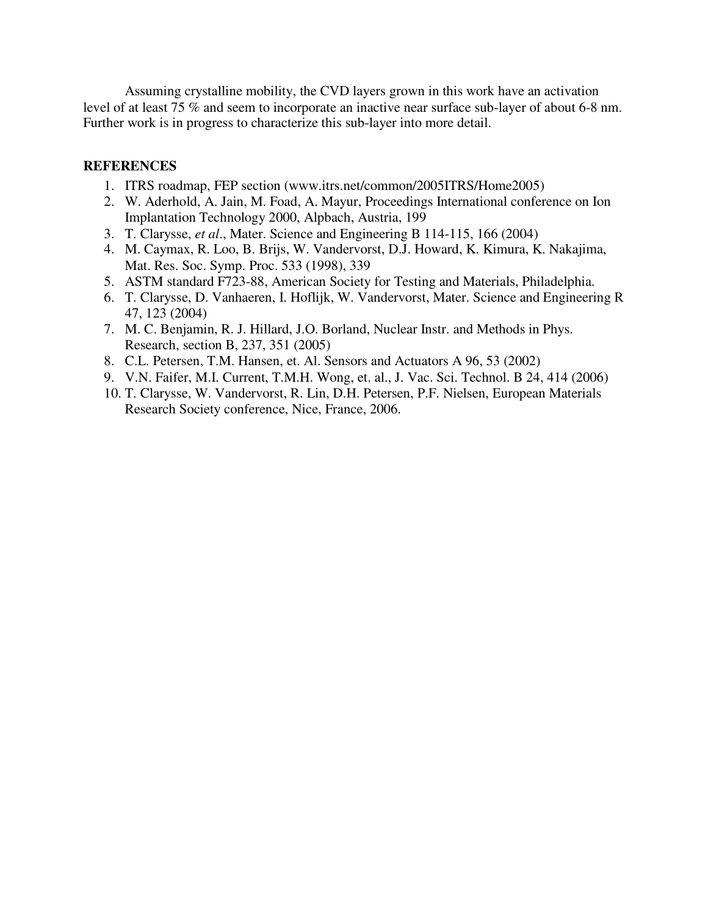Assuming crystalline mobility, the CVD layers grown in this work have an activation level of at least 75 % and seem to incorporate an inactive near surface sub-layer of about 6-8 nm. Further work is in progress to characterize this sub-layer into more detail.

## REFERENCES

1. ITRS roadmap, FEP section (www.itrs.net/common/2005ITRS/Home2005)
2. W. Aderhold, A. Jain, M. Foad, A. Mayur, Proceedings International conference on Ion Implantation Technology 2000, Alpbach, Austria, 199
3. T. Clarysse, *et al*., Mater. Science and Engineering B 114-115, 166 (2004)
4. M. Caymax, R. Loo, B. Brijs, W. Vandervorst, D.J. Howard, K. Kimura, K. Nakajima, Mat. Res. Soc. Symp. Proc. 533 (1998), 339
5. ASTM standard F723-88, American Society for Testing and Materials, Philadelphia.
6. T. Clarysse, D. Vanhaeren, I. Hoflijk, W. Vandervorst, Mater. Science and Engineering R 47, 123 (2004)
7. M. C. Benjamin, R. J. Hillard, J.O. Borland, Nuclear Instr. and Methods in Phys. Research, section B, 237, 351 (2005)
8. C.L. Petersen, T.M. Hansen, et. Al. Sensors and Actuators A 96, 53 (2002)
9. V.N. Faifer, M.I. Current, T.M.H. Wong, et. al., J. Vac. Sci. Technol. B 24, 414 (2006)
10. T. Clarysse, W. Vandervorst, R. Lin, D.H. Petersen, P.F. Nielsen, European Materials Research Society conference, Nice, France, 2006.